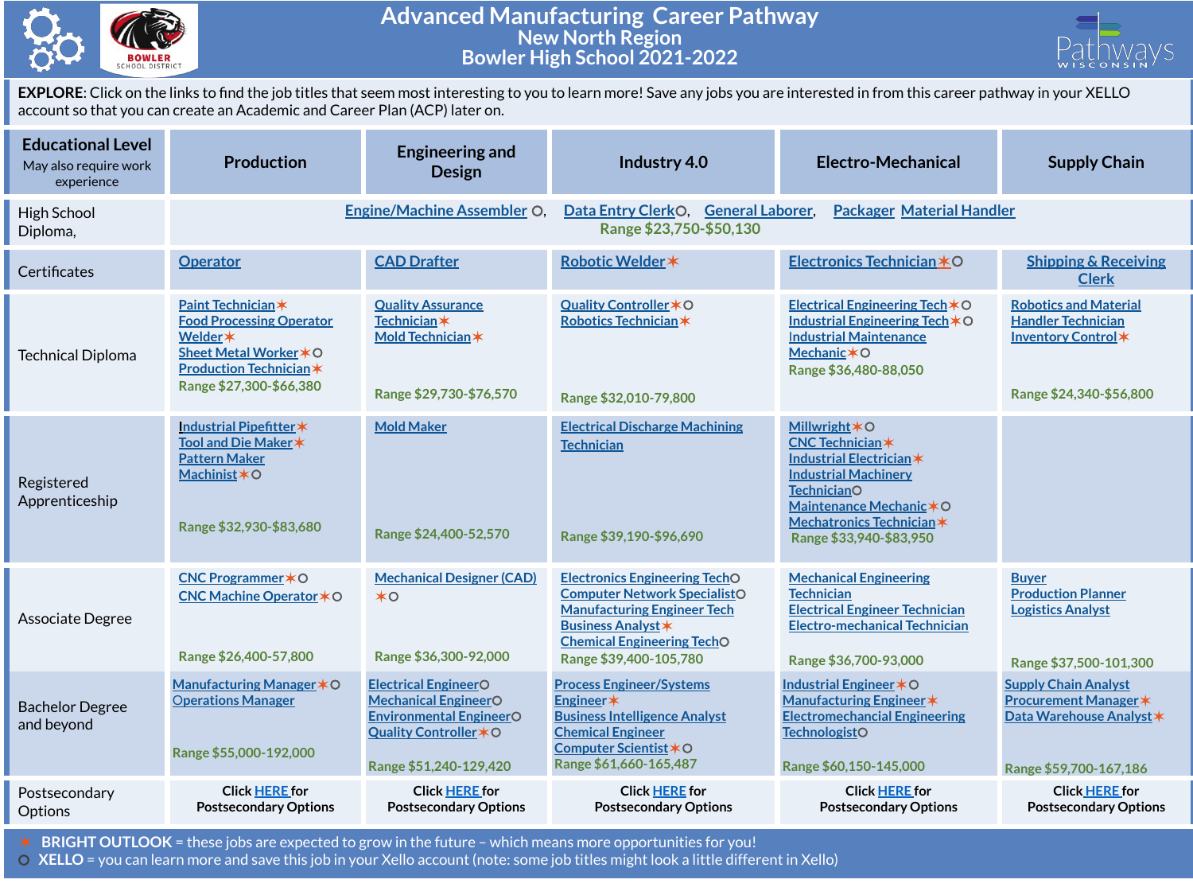# Advanced Manufacturing Career Pathway

## New North Region

## Bowler High School 2021-2022

**EXPLORE**: Click on the links to find the job titles that seem most interesting to you to learn more! Save any jobs you are interested in from this career pathway in your XELLO account so that you can create an Academic and Career Plan (ACP) later on.

| Educational Level (May also require work experience) | Production | Engineering and Design | Industry 4.0 | Electro-Mechanical | Supply Chain |
|---|---|---|---|---|---|
| High School Diploma, | Engine/Machine Assembler ○, Data Entry Clerk○, General Laborer, Packager Material Handler<br>Range $23,750-$50,130 | | | | |
| Certificates | Operator | CAD Drafter | Robotic Welder✶ | Electronics Technician✶○ | Shipping & Receiving Clerk |
| Technical Diploma | Paint Technician✶<br>Food Processing Operator<br>Welder✶<br>Sheet Metal Worker✶○<br>Production Technician✶<br>Range $27,300-$66,380 | Quality Assurance Technician✶<br>Mold Technician✶<br>Range $29,730-$76,570 | Quality Controller✶○<br>Robotics Technician✶<br>Range $32,010-79,800 | Electrical Engineering Tech✶○<br>Industrial Engineering Tech✶○<br>Industrial Maintenance Mechanic✶○<br>Range $36,480-88,050 | Robotics and Material Handler Technician<br>Inventory Control✶<br>Range $24,340-$56,800 |
| Registered Apprenticeship | Industrial Pipefitter✶<br>Tool and Die Maker✶<br>Pattern Maker<br>Machinist✶○<br>Range $32,930-$83,680 | Mold Maker<br>Range $24,400-52,570 | Electrical Discharge Machining Technician<br>Range $39,190-$96,690 | Millwright✶○<br>CNC Technician✶<br>Industrial Electrician✶<br>Industrial Machinery Technician○<br>Maintenance Mechanic✶○<br>Mechatronics Technician✶<br>Range $33,940-$83,950 | |
| Associate Degree | CNC Programmer✶○<br>CNC Machine Operator✶○<br>Range $26,400-57,800 | Mechanical Designer (CAD) ✶○<br>Range $36,300-92,000 | Electronics Engineering Tech○<br>Computer Network Specialist○<br>Manufacturing Engineer Tech<br>Business Analyst✶<br>Chemical Engineering Tech○<br>Range $39,400-105,780 | Mechanical Engineering Technician<br>Electrical Engineer Technician<br>Electro-mechanical Technician<br>Range $36,700-93,000 | Buyer<br>Production Planner<br>Logistics Analyst<br>Range $37,500-101,300 |
| Bachelor Degree and beyond | Manufacturing Manager✶○<br>Operations Manager<br>Range $55,000-192,000 | Electrical Engineer○<br>Mechanical Engineer○<br>Environmental Engineer○<br>Quality Controller✶○<br>Range $51,240-129,420 | Process Engineer/Systems Engineer✶<br>Business Intelligence Analyst<br>Chemical Engineer<br>Computer Scientist✶○<br>Range $61,660-165,487 | Industrial Engineer✶○<br>Manufacturing Engineer✶<br>Electromechanical Engineering Technologist○<br>Range $60,150-145,000 | Supply Chain Analyst<br>Procurement Manager✶<br>Data Warehouse Analyst✶<br>Range $59,700-167,186 |
| Postsecondary Options | Click HERE for Postsecondary Options | Click HERE for Postsecondary Options | Click HERE for Postsecondary Options | Click HERE for Postsecondary Options | Click HERE for Postsecondary Options |

✶ **BRIGHT OUTLOOK** = these jobs are expected to grow in the future – which means more opportunities for you!
○ **XELLO** = you can learn more and save this job in your Xello account (note: some job titles might look a little different in Xello)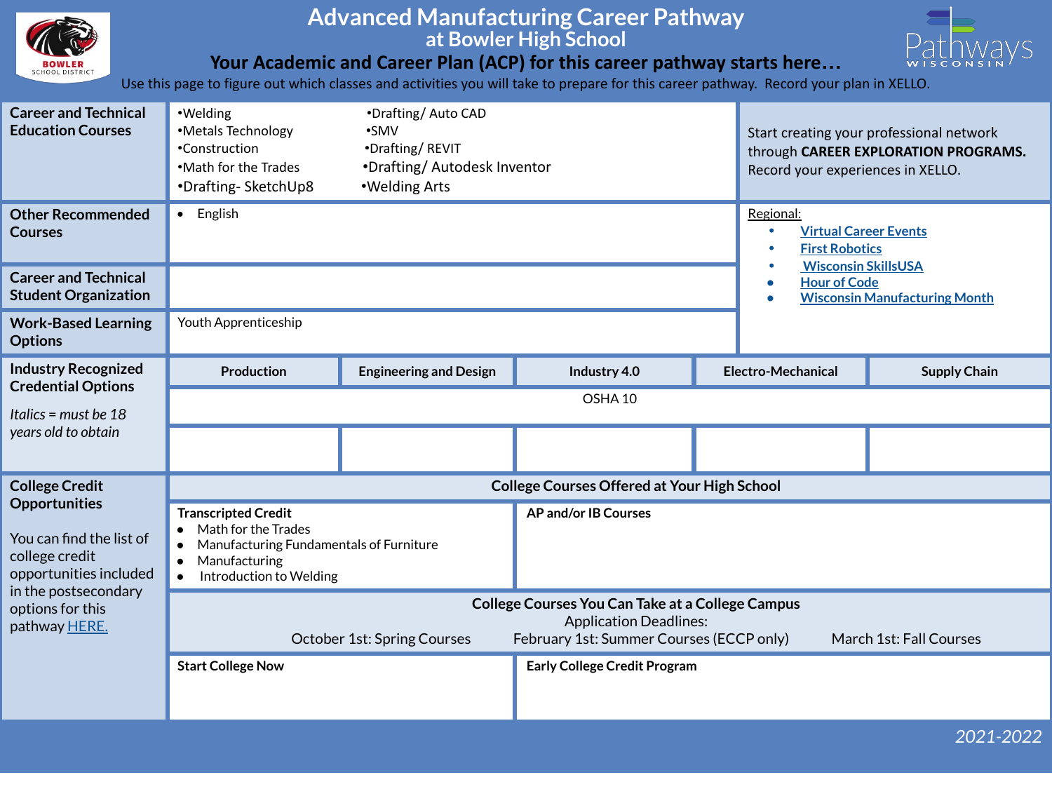# Advanced Manufacturing Career Pathway
## at Bowler High School

**Your Academic and Career Plan (ACP) for this career pathway starts here…**

Use this page to figure out which classes and activities you will take to prepare for this career pathway. Record your plan in XELLO.

| | | |
|---|---|---|
| **Career and Technical Education Courses** | •Welding<br>•Metals Technology<br>•Construction<br>•Math for the Trades<br>•Drafting- SketchUp8<br>•Drafting/ Auto CAD<br>•SMV<br>•Drafting/ REVIT<br>•Drafting/ Autodesk Inventor<br>•Welding Arts | Start creating your professional network through **CAREER EXPLORATION PROGRAMS.** Record your experiences in XELLO. |
| **Other Recommended Courses** | • English | Regional:<br>• Virtual Career Events<br>• First Robotics<br>• Wisconsin SkillsUSA<br>• Hour of Code<br>• Wisconsin Manufacturing Month |
| **Career and Technical Student Organization** | | |
| **Work-Based Learning Options** | Youth Apprenticeship | |

| **Industry Recognized Credential Options**<br><br>*Italics = must be 18 years old to obtain* | Production | Engineering and Design | Industry 4.0 | Electro-Mechanical | Supply Chain |
|---|---|---|---|---|---|
| | OSHA 10 | | | | |
| | | | | | |

**College Credit Opportunities**

You can find the list of college credit opportunities included in the postsecondary options for this pathway HERE.

### College Courses Offered at Your High School

| Transcripted Credit | AP and/or IB Courses |
|---|---|
| • Math for the Trades<br>• Manufacturing Fundamentals of Furniture<br>• Manufacturing<br>• Introduction to Welding | |

### College Courses You Can Take at a College Campus

Application Deadlines:

October 1st: Spring Courses February 1st: Summer Courses (ECCP only) March 1st: Fall Courses

| Start College Now | Early College Credit Program |
|---|---|
| | |

*2021-2022*